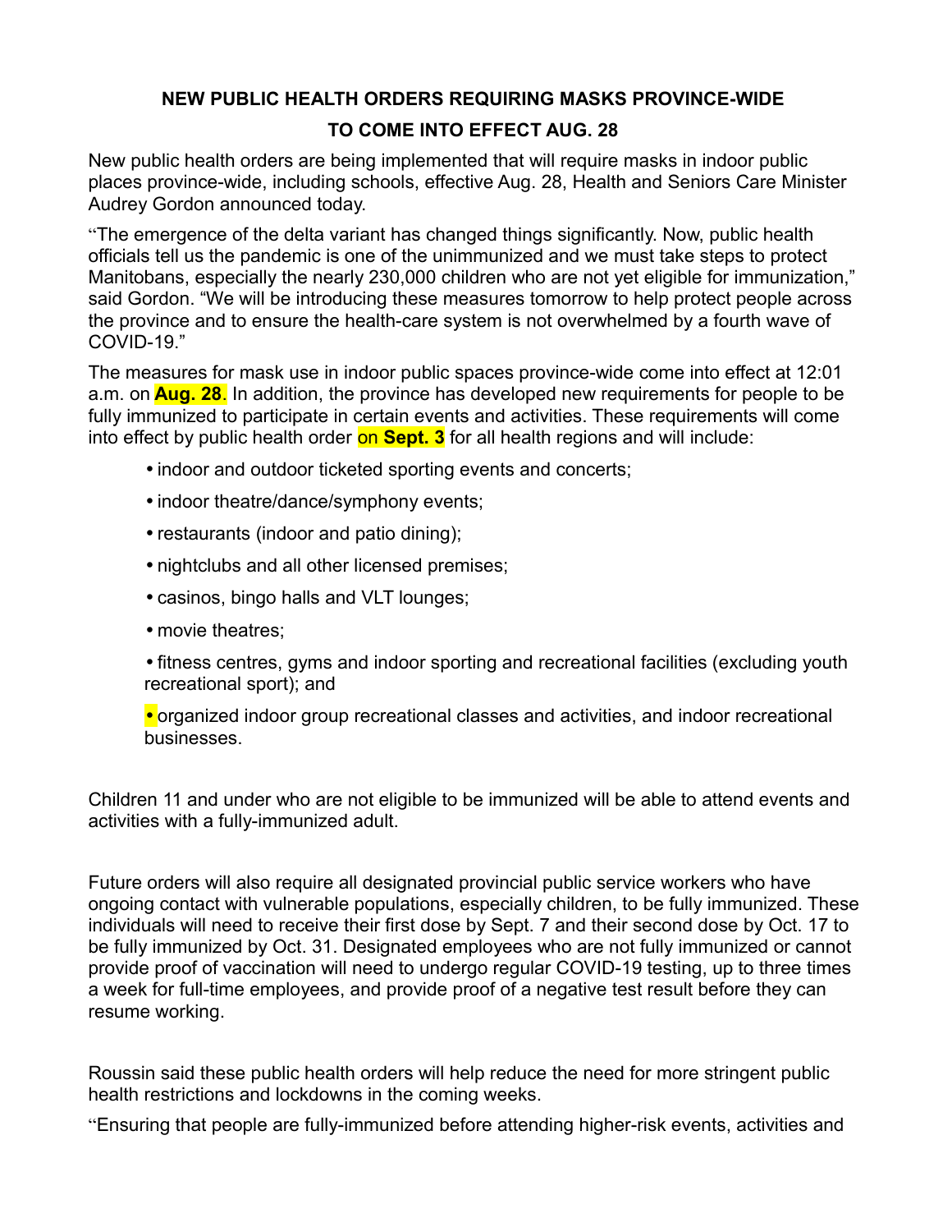# NEW PUBLIC HEALTH ORDERS REQUIRING MASKS PROVINCE-WIDE TO COME INTO EFFECT AUG. 28

New public health orders are being implemented that will require masks in indoor public places province-wide, including schools, effective Aug. 28, Health and Seniors Care Minister Audrey Gordon announced today.

"The emergence of the delta variant has changed things significantly. Now, public health officials tell us the pandemic is one of the unimmunized and we must take steps to protect Manitobans, especially the nearly 230,000 children who are not yet eligible for immunization," said Gordon. "We will be introducing these measures tomorrow to help protect people across the province and to ensure the health-care system is not overwhelmed by a fourth wave of COVID-19."

The measures for mask use in indoor public spaces province-wide come into effect at 12:01 a.m. on **Aug. 28**. In addition, the province has developed new requirements for people to be fully immunized to participate in certain events and activities. These requirements will come into effect by public health order on **Sept. 3** for all health regions and will include:

- indoor and outdoor ticketed sporting events and concerts;
- indoor theatre/dance/symphony events;
- restaurants (indoor and patio dining);
- nightclubs and all other licensed premises;
- casinos, bingo halls and VLT lounges;
- movie theatres;
- fitness centres, gyms and indoor sporting and recreational facilities (excluding youth recreational sport); and
- organized indoor group recreational classes and activities, and indoor recreational businesses.

Children 11 and under who are not eligible to be immunized will be able to attend events and activities with a fully-immunized adult.

Future orders will also require all designated provincial public service workers who have ongoing contact with vulnerable populations, especially children, to be fully immunized. These individuals will need to receive their first dose by Sept. 7 and their second dose by Oct. 17 to be fully immunized by Oct. 31. Designated employees who are not fully immunized or cannot provide proof of vaccination will need to undergo regular COVID-19 testing, up to three times a week for full-time employees, and provide proof of a negative test result before they can resume working.

Roussin said these public health orders will help reduce the need for more stringent public health restrictions and lockdowns in the coming weeks.

"Ensuring that people are fully-immunized before attending higher-risk events, activities and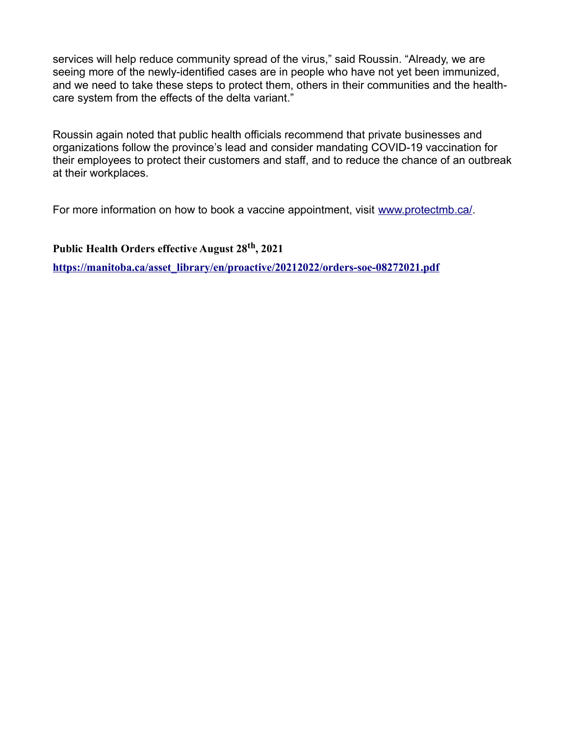services will help reduce community spread of the virus," said Roussin. "Already, we are seeing more of the newly-identified cases are in people who have not yet been immunized, and we need to take these steps to protect them, others in their communities and the health-care system from the effects of the delta variant."

Roussin again noted that public health officials recommend that private businesses and organizations follow the province's lead and consider mandating COVID-19 vaccination for their employees to protect their customers and staff, and to reduce the chance of an outbreak at their workplaces.

For more information on how to book a vaccine appointment, visit [www.protectmb.ca/](www.protectmb.ca/).

**Public Health Orders effective August 28th, 2021**

**[https://manitoba.ca/asset_library/en/proactive/20212022/orders-soe-08272021.pdf](https://manitoba.ca/asset_library/en/proactive/20212022/orders-soe-08272021.pdf)**